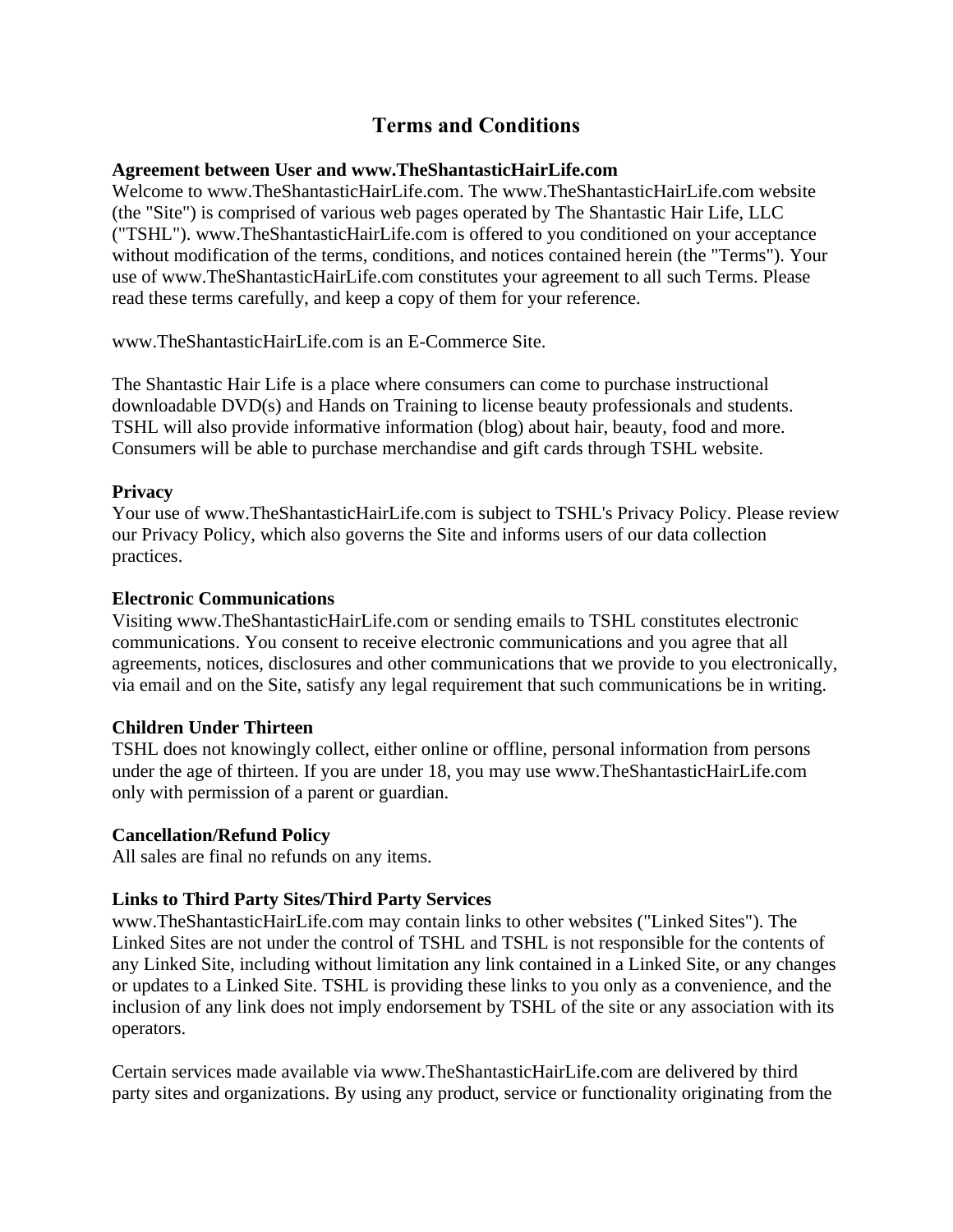# Terms and Conditions

**Agreement between User and www.TheShantasticHairLife.com**

Welcome to www.TheShantasticHairLife.com. The www.TheShantasticHairLife.com website (the "Site") is comprised of various web pages operated by The Shantastic Hair Life, LLC ("TSHL"). www.TheShantasticHairLife.com is offered to you conditioned on your acceptance without modification of the terms, conditions, and notices contained herein (the "Terms"). Your use of www.TheShantasticHairLife.com constitutes your agreement to all such Terms. Please read these terms carefully, and keep a copy of them for your reference.

www.TheShantasticHairLife.com is an E-Commerce Site.

The Shantastic Hair Life is a place where consumers can come to purchase instructional downloadable DVD(s) and Hands on Training to license beauty professionals and students. TSHL will also provide informative information (blog) about hair, beauty, food and more. Consumers will be able to purchase merchandise and gift cards through TSHL website.

**Privacy**

Your use of www.TheShantasticHairLife.com is subject to TSHL's Privacy Policy. Please review our Privacy Policy, which also governs the Site and informs users of our data collection practices.

**Electronic Communications**

Visiting www.TheShantasticHairLife.com or sending emails to TSHL constitutes electronic communications. You consent to receive electronic communications and you agree that all agreements, notices, disclosures and other communications that we provide to you electronically, via email and on the Site, satisfy any legal requirement that such communications be in writing.

**Children Under Thirteen**

TSHL does not knowingly collect, either online or offline, personal information from persons under the age of thirteen. If you are under 18, you may use www.TheShantasticHairLife.com only with permission of a parent or guardian.

**Cancellation/Refund Policy**

All sales are final no refunds on any items.

**Links to Third Party Sites/Third Party Services**

www.TheShantasticHairLife.com may contain links to other websites ("Linked Sites"). The Linked Sites are not under the control of TSHL and TSHL is not responsible for the contents of any Linked Site, including without limitation any link contained in a Linked Site, or any changes or updates to a Linked Site. TSHL is providing these links to you only as a convenience, and the inclusion of any link does not imply endorsement by TSHL of the site or any association with its operators.

Certain services made available via www.TheShantasticHairLife.com are delivered by third party sites and organizations. By using any product, service or functionality originating from the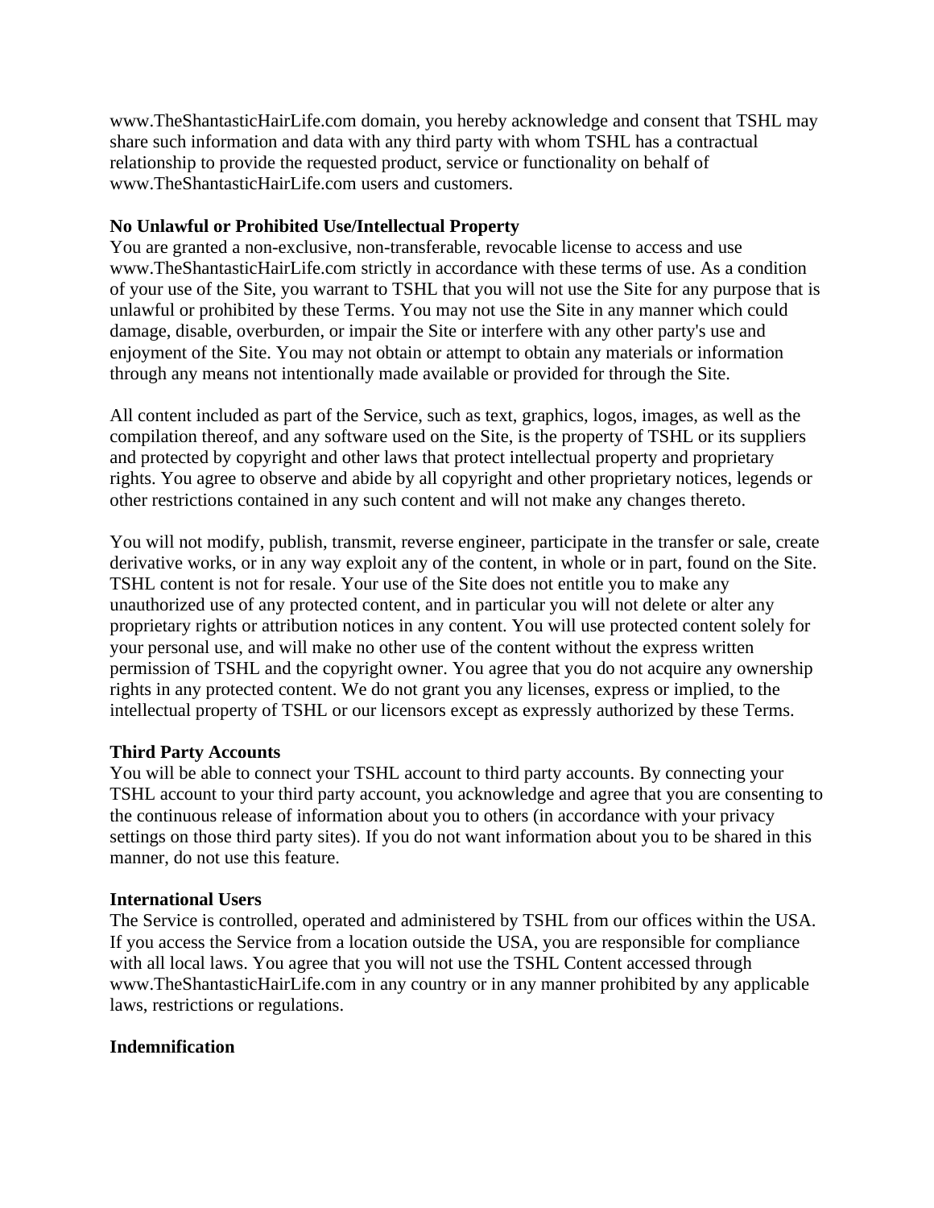www.TheShantasticHairLife.com domain, you hereby acknowledge and consent that TSHL may share such information and data with any third party with whom TSHL has a contractual relationship to provide the requested product, service or functionality on behalf of www.TheShantasticHairLife.com users and customers.

**No Unlawful or Prohibited Use/Intellectual Property**
You are granted a non-exclusive, non-transferable, revocable license to access and use www.TheShantasticHairLife.com strictly in accordance with these terms of use. As a condition of your use of the Site, you warrant to TSHL that you will not use the Site for any purpose that is unlawful or prohibited by these Terms. You may not use the Site in any manner which could damage, disable, overburden, or impair the Site or interfere with any other party's use and enjoyment of the Site. You may not obtain or attempt to obtain any materials or information through any means not intentionally made available or provided for through the Site.

All content included as part of the Service, such as text, graphics, logos, images, as well as the compilation thereof, and any software used on the Site, is the property of TSHL or its suppliers and protected by copyright and other laws that protect intellectual property and proprietary rights. You agree to observe and abide by all copyright and other proprietary notices, legends or other restrictions contained in any such content and will not make any changes thereto.

You will not modify, publish, transmit, reverse engineer, participate in the transfer or sale, create derivative works, or in any way exploit any of the content, in whole or in part, found on the Site. TSHL content is not for resale. Your use of the Site does not entitle you to make any unauthorized use of any protected content, and in particular you will not delete or alter any proprietary rights or attribution notices in any content. You will use protected content solely for your personal use, and will make no other use of the content without the express written permission of TSHL and the copyright owner. You agree that you do not acquire any ownership rights in any protected content. We do not grant you any licenses, express or implied, to the intellectual property of TSHL or our licensors except as expressly authorized by these Terms.

**Third Party Accounts**
You will be able to connect your TSHL account to third party accounts. By connecting your TSHL account to your third party account, you acknowledge and agree that you are consenting to the continuous release of information about you to others (in accordance with your privacy settings on those third party sites). If you do not want information about you to be shared in this manner, do not use this feature.

**International Users**
The Service is controlled, operated and administered by TSHL from our offices within the USA. If you access the Service from a location outside the USA, you are responsible for compliance with all local laws. You agree that you will not use the TSHL Content accessed through www.TheShantasticHairLife.com in any country or in any manner prohibited by any applicable laws, restrictions or regulations.

**Indemnification**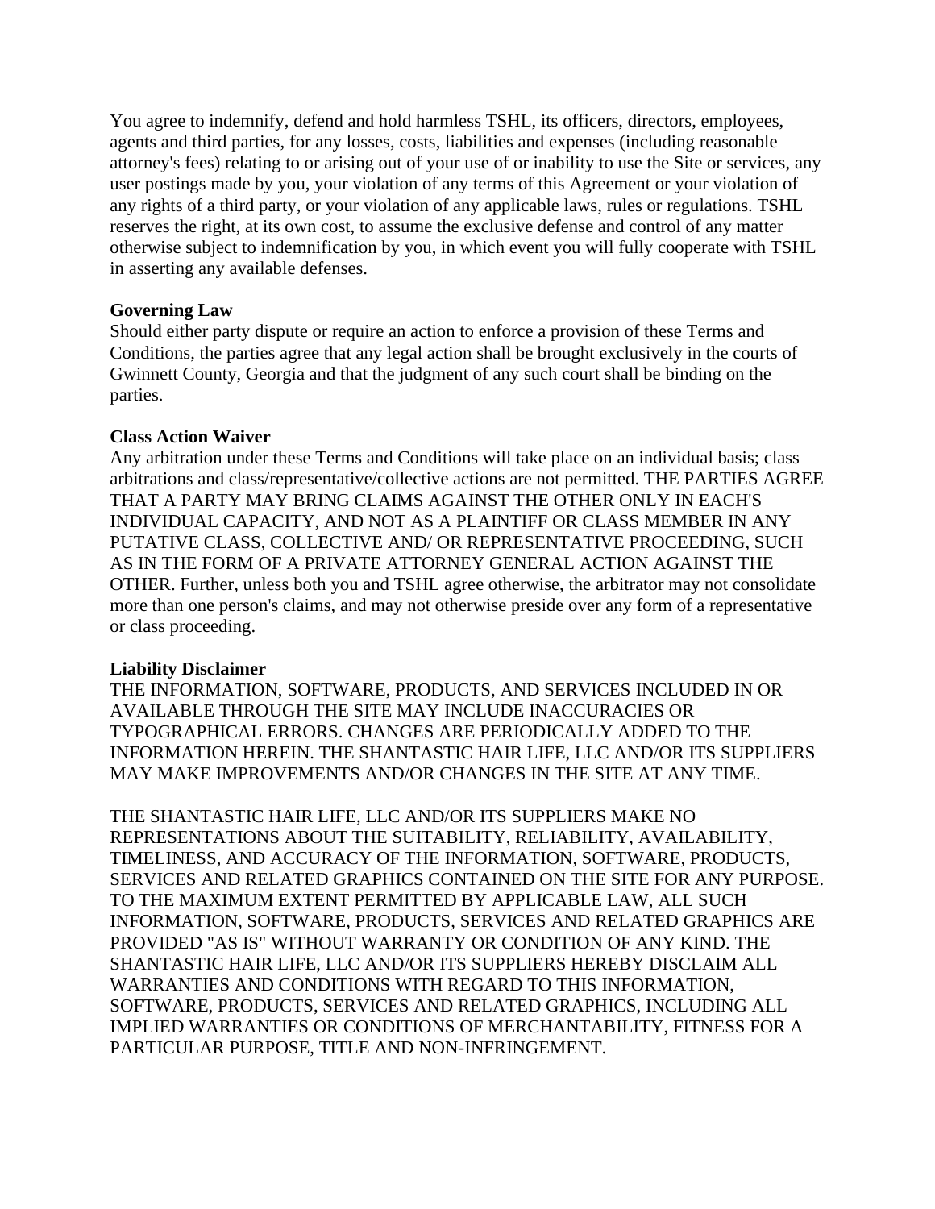You agree to indemnify, defend and hold harmless TSHL, its officers, directors, employees, agents and third parties, for any losses, costs, liabilities and expenses (including reasonable attorney's fees) relating to or arising out of your use of or inability to use the Site or services, any user postings made by you, your violation of any terms of this Agreement or your violation of any rights of a third party, or your violation of any applicable laws, rules or regulations. TSHL reserves the right, at its own cost, to assume the exclusive defense and control of any matter otherwise subject to indemnification by you, in which event you will fully cooperate with TSHL in asserting any available defenses.

**Governing Law**

Should either party dispute or require an action to enforce a provision of these Terms and Conditions, the parties agree that any legal action shall be brought exclusively in the courts of Gwinnett County, Georgia and that the judgment of any such court shall be binding on the parties.

**Class Action Waiver**

Any arbitration under these Terms and Conditions will take place on an individual basis; class arbitrations and class/representative/collective actions are not permitted. THE PARTIES AGREE THAT A PARTY MAY BRING CLAIMS AGAINST THE OTHER ONLY IN EACH'S INDIVIDUAL CAPACITY, AND NOT AS A PLAINTIFF OR CLASS MEMBER IN ANY PUTATIVE CLASS, COLLECTIVE AND/ OR REPRESENTATIVE PROCEEDING, SUCH AS IN THE FORM OF A PRIVATE ATTORNEY GENERAL ACTION AGAINST THE OTHER. Further, unless both you and TSHL agree otherwise, the arbitrator may not consolidate more than one person's claims, and may not otherwise preside over any form of a representative or class proceeding.

**Liability Disclaimer**

THE INFORMATION, SOFTWARE, PRODUCTS, AND SERVICES INCLUDED IN OR AVAILABLE THROUGH THE SITE MAY INCLUDE INACCURACIES OR TYPOGRAPHICAL ERRORS. CHANGES ARE PERIODICALLY ADDED TO THE INFORMATION HEREIN. THE SHANTASTIC HAIR LIFE, LLC AND/OR ITS SUPPLIERS MAY MAKE IMPROVEMENTS AND/OR CHANGES IN THE SITE AT ANY TIME.

THE SHANTASTIC HAIR LIFE, LLC AND/OR ITS SUPPLIERS MAKE NO REPRESENTATIONS ABOUT THE SUITABILITY, RELIABILITY, AVAILABILITY, TIMELINESS, AND ACCURACY OF THE INFORMATION, SOFTWARE, PRODUCTS, SERVICES AND RELATED GRAPHICS CONTAINED ON THE SITE FOR ANY PURPOSE. TO THE MAXIMUM EXTENT PERMITTED BY APPLICABLE LAW, ALL SUCH INFORMATION, SOFTWARE, PRODUCTS, SERVICES AND RELATED GRAPHICS ARE PROVIDED "AS IS" WITHOUT WARRANTY OR CONDITION OF ANY KIND. THE SHANTASTIC HAIR LIFE, LLC AND/OR ITS SUPPLIERS HEREBY DISCLAIM ALL WARRANTIES AND CONDITIONS WITH REGARD TO THIS INFORMATION, SOFTWARE, PRODUCTS, SERVICES AND RELATED GRAPHICS, INCLUDING ALL IMPLIED WARRANTIES OR CONDITIONS OF MERCHANTABILITY, FITNESS FOR A PARTICULAR PURPOSE, TITLE AND NON-INFRINGEMENT.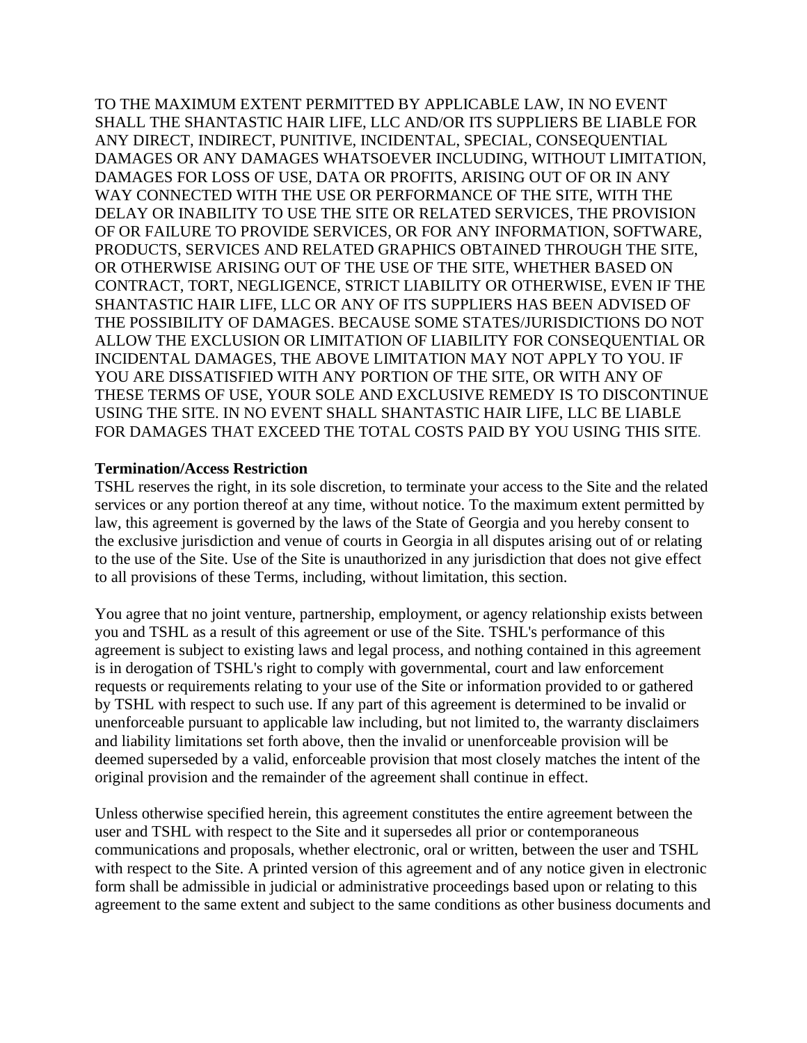TO THE MAXIMUM EXTENT PERMITTED BY APPLICABLE LAW, IN NO EVENT SHALL THE SHANTASTIC HAIR LIFE, LLC AND/OR ITS SUPPLIERS BE LIABLE FOR ANY DIRECT, INDIRECT, PUNITIVE, INCIDENTAL, SPECIAL, CONSEQUENTIAL DAMAGES OR ANY DAMAGES WHATSOEVER INCLUDING, WITHOUT LIMITATION, DAMAGES FOR LOSS OF USE, DATA OR PROFITS, ARISING OUT OF OR IN ANY WAY CONNECTED WITH THE USE OR PERFORMANCE OF THE SITE, WITH THE DELAY OR INABILITY TO USE THE SITE OR RELATED SERVICES, THE PROVISION OF OR FAILURE TO PROVIDE SERVICES, OR FOR ANY INFORMATION, SOFTWARE, PRODUCTS, SERVICES AND RELATED GRAPHICS OBTAINED THROUGH THE SITE, OR OTHERWISE ARISING OUT OF THE USE OF THE SITE, WHETHER BASED ON CONTRACT, TORT, NEGLIGENCE, STRICT LIABILITY OR OTHERWISE, EVEN IF THE SHANTASTIC HAIR LIFE, LLC OR ANY OF ITS SUPPLIERS HAS BEEN ADVISED OF THE POSSIBILITY OF DAMAGES. BECAUSE SOME STATES/JURISDICTIONS DO NOT ALLOW THE EXCLUSION OR LIMITATION OF LIABILITY FOR CONSEQUENTIAL OR INCIDENTAL DAMAGES, THE ABOVE LIMITATION MAY NOT APPLY TO YOU. IF YOU ARE DISSATISFIED WITH ANY PORTION OF THE SITE, OR WITH ANY OF THESE TERMS OF USE, YOUR SOLE AND EXCLUSIVE REMEDY IS TO DISCONTINUE USING THE SITE. IN NO EVENT SHALL SHANTASTIC HAIR LIFE, LLC BE LIABLE FOR DAMAGES THAT EXCEED THE TOTAL COSTS PAID BY YOU USING THIS SITE.

**Termination/Access Restriction**
TSHL reserves the right, in its sole discretion, to terminate your access to the Site and the related services or any portion thereof at any time, without notice. To the maximum extent permitted by law, this agreement is governed by the laws of the State of Georgia and you hereby consent to the exclusive jurisdiction and venue of courts in Georgia in all disputes arising out of or relating to the use of the Site. Use of the Site is unauthorized in any jurisdiction that does not give effect to all provisions of these Terms, including, without limitation, this section.

You agree that no joint venture, partnership, employment, or agency relationship exists between you and TSHL as a result of this agreement or use of the Site. TSHL's performance of this agreement is subject to existing laws and legal process, and nothing contained in this agreement is in derogation of TSHL's right to comply with governmental, court and law enforcement requests or requirements relating to your use of the Site or information provided to or gathered by TSHL with respect to such use. If any part of this agreement is determined to be invalid or unenforceable pursuant to applicable law including, but not limited to, the warranty disclaimers and liability limitations set forth above, then the invalid or unenforceable provision will be deemed superseded by a valid, enforceable provision that most closely matches the intent of the original provision and the remainder of the agreement shall continue in effect.

Unless otherwise specified herein, this agreement constitutes the entire agreement between the user and TSHL with respect to the Site and it supersedes all prior or contemporaneous communications and proposals, whether electronic, oral or written, between the user and TSHL with respect to the Site. A printed version of this agreement and of any notice given in electronic form shall be admissible in judicial or administrative proceedings based upon or relating to this agreement to the same extent and subject to the same conditions as other business documents and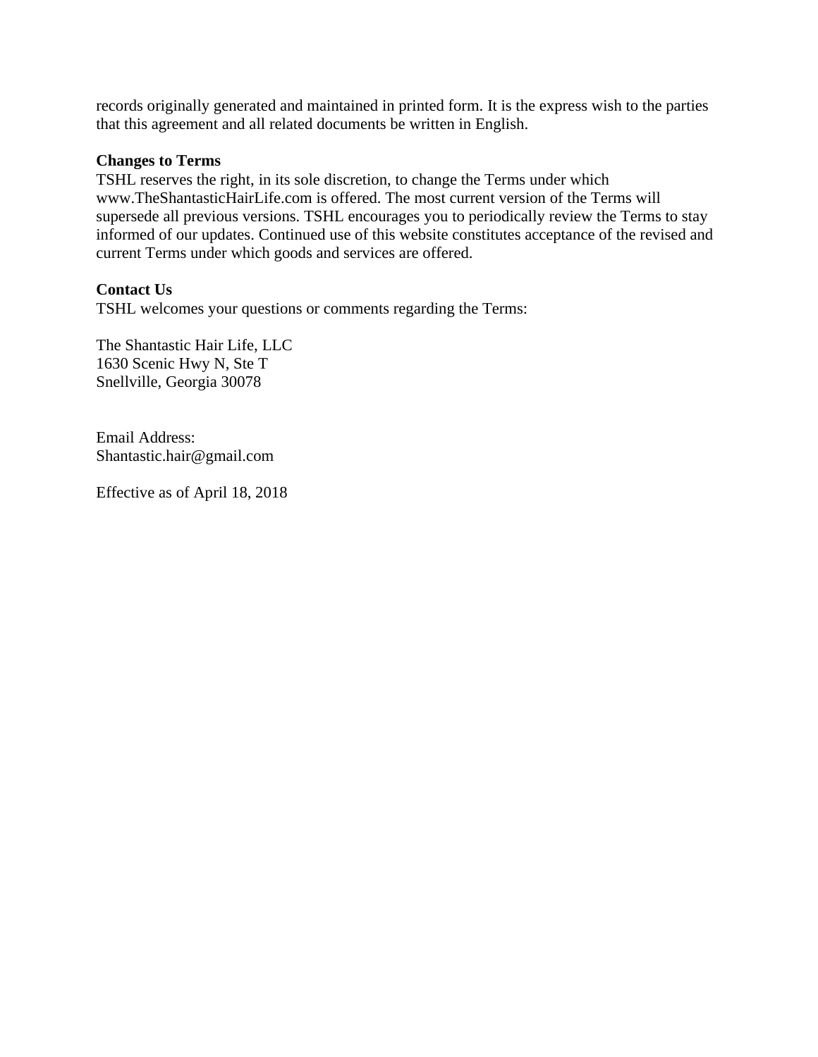records originally generated and maintained in printed form. It is the express wish to the parties that this agreement and all related documents be written in English.

**Changes to Terms**
TSHL reserves the right, in its sole discretion, to change the Terms under which www.TheShantasticHairLife.com is offered. The most current version of the Terms will supersede all previous versions. TSHL encourages you to periodically review the Terms to stay informed of our updates. Continued use of this website constitutes acceptance of the revised and current Terms under which goods and services are offered.

**Contact Us**
TSHL welcomes your questions or comments regarding the Terms:

The Shantastic Hair Life, LLC
1630 Scenic Hwy N, Ste T
Snellville, Georgia 30078

Email Address:
Shantastic.hair@gmail.com

Effective as of April 18, 2018